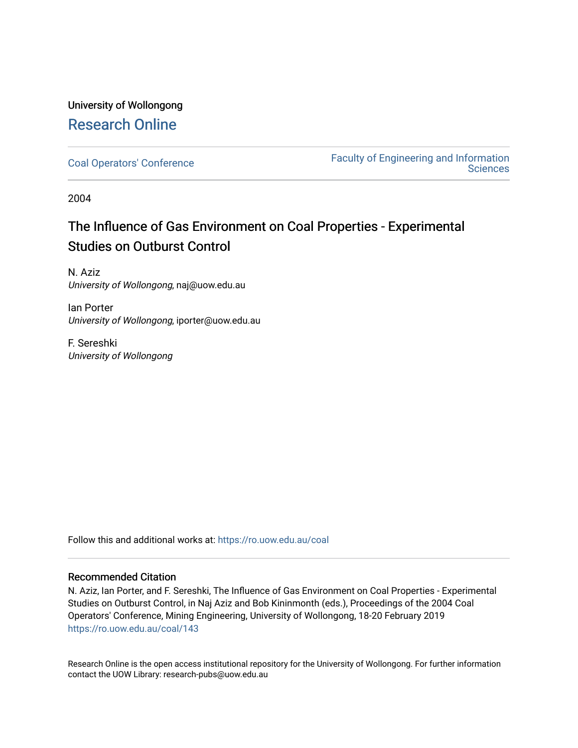University of Wollongong

## Research Online

Coal Operators' Conference

Faculty of Engineering and Information Sciences

2004

# The Influence of Gas Environment on Coal Properties - Experimental Studies on Outburst Control

N. Aziz
*University of Wollongong*, naj@uow.edu.au

Ian Porter
*University of Wollongong*, iporter@uow.edu.au

F. Sereshki
*University of Wollongong*

Follow this and additional works at: https://ro.uow.edu.au/coal

### Recommended Citation

N. Aziz, Ian Porter, and F. Sereshki, The Influence of Gas Environment on Coal Properties - Experimental Studies on Outburst Control, in Naj Aziz and Bob Kininmonth (eds.), Proceedings of the 2004 Coal Operators' Conference, Mining Engineering, University of Wollongong, 18-20 February 2019
https://ro.uow.edu.au/coal/143

Research Online is the open access institutional repository for the University of Wollongong. For further information contact the UOW Library: research-pubs@uow.edu.au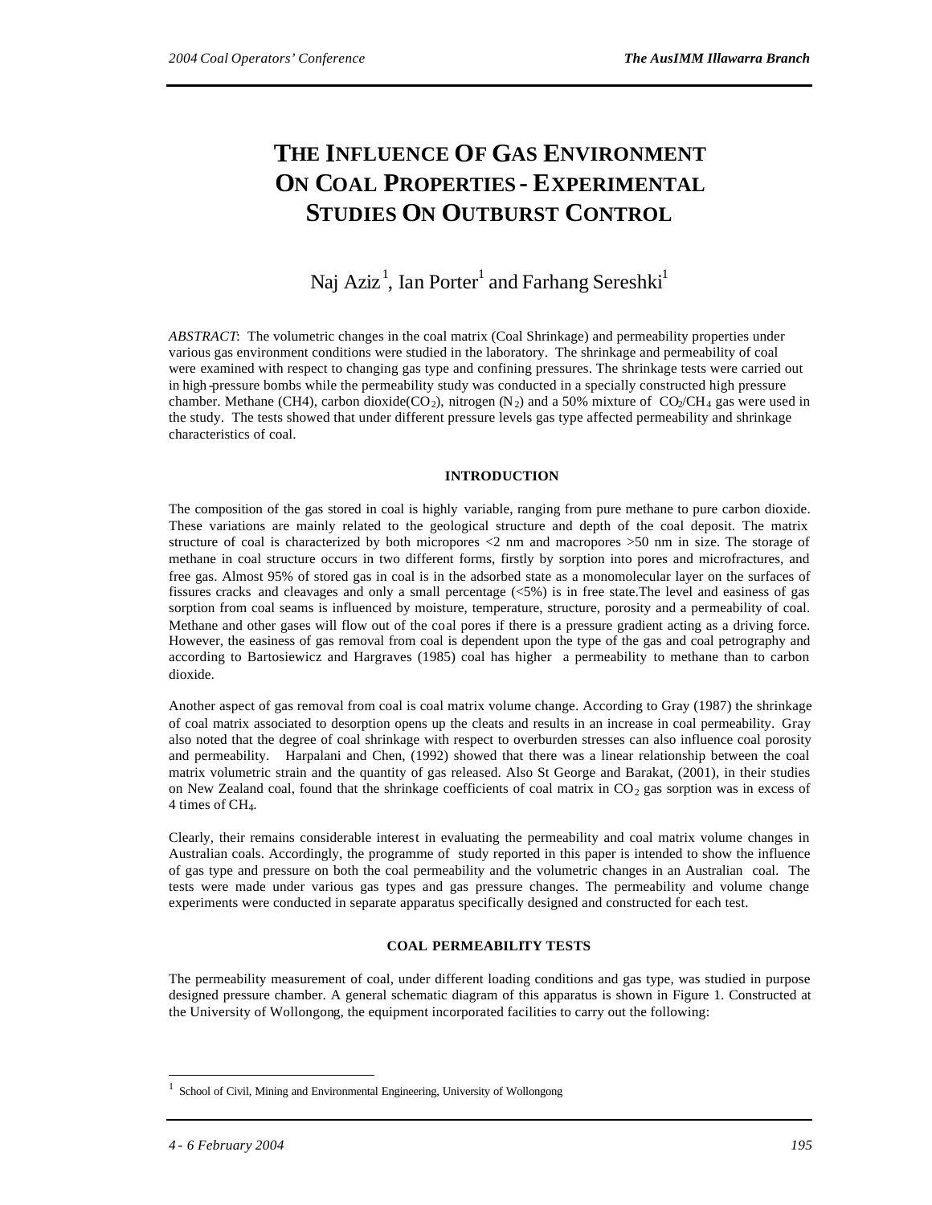# THE INFLUENCE OF GAS ENVIRONMENT ON COAL PROPERTIES - EXPERIMENTAL STUDIES ON OUTBURST CONTROL

Naj Aziz[1], Ian Porter[1] and Farhang Sereshki[1]

*ABSTRACT*: The volumetric changes in the coal matrix (Coal Shrinkage) and permeability properties under various gas environment conditions were studied in the laboratory. The shrinkage and permeability of coal were examined with respect to changing gas type and confining pressures. The shrinkage tests were carried out in high-pressure bombs while the permeability study was conducted in a specially constructed high pressure chamber. Methane (CH4), carbon dioxide($CO_2$), nitrogen ($N_2$) and a 50% mixture of $CO_2/CH_4$ gas were used in the study. The tests showed that under different pressure levels gas type affected permeability and shrinkage characteristics of coal.

## INTRODUCTION

The composition of the gas stored in coal is highly variable, ranging from pure methane to pure carbon dioxide. These variations are mainly related to the geological structure and depth of the coal deposit. The matrix structure of coal is characterized by both micropores <2 nm and macropores >50 nm in size. The storage of methane in coal structure occurs in two different forms, firstly by sorption into pores and microfractures, and free gas. Almost 95% of stored gas in coal is in the adsorbed state as a monomolecular layer on the surfaces of fissures cracks and cleavages and only a small percentage (<5%) is in free state.The level and easiness of gas sorption from coal seams is influenced by moisture, temperature, structure, porosity and a permeability of coal. Methane and other gases will flow out of the coal pores if there is a pressure gradient acting as a driving force. However, the easiness of gas removal from coal is dependent upon the type of the gas and coal petrography and according to Bartosiewicz and Hargraves (1985) coal has higher a permeability to methane than to carbon dioxide.

Another aspect of gas removal from coal is coal matrix volume change. According to Gray (1987) the shrinkage of coal matrix associated to desorption opens up the cleats and results in an increase in coal permeability. Gray also noted that the degree of coal shrinkage with respect to overburden stresses can also influence coal porosity and permeability. Harpalani and Chen, (1992) showed that there was a linear relationship between the coal matrix volumetric strain and the quantity of gas released. Also St George and Barakat, (2001), in their studies on New Zealand coal, found that the shrinkage coefficients of coal matrix in $CO_2$ gas sorption was in excess of 4 times of $CH_4$.

Clearly, their remains considerable interest in evaluating the permeability and coal matrix volume changes in Australian coals. Accordingly, the programme of study reported in this paper is intended to show the influence of gas type and pressure on both the coal permeability and the volumetric changes in an Australian coal. The tests were made under various gas types and gas pressure changes. The permeability and volume change experiments were conducted in separate apparatus specifically designed and constructed for each test.

## COAL PERMEABILITY TESTS

The permeability measurement of coal, under different loading conditions and gas type, was studied in purpose designed pressure chamber. A general schematic diagram of this apparatus is shown in Figure 1. Constructed at the University of Wollongong, the equipment incorporated facilities to carry out the following:

---

[1] School of Civil, Mining and Environmental Engineering, University of Wollongong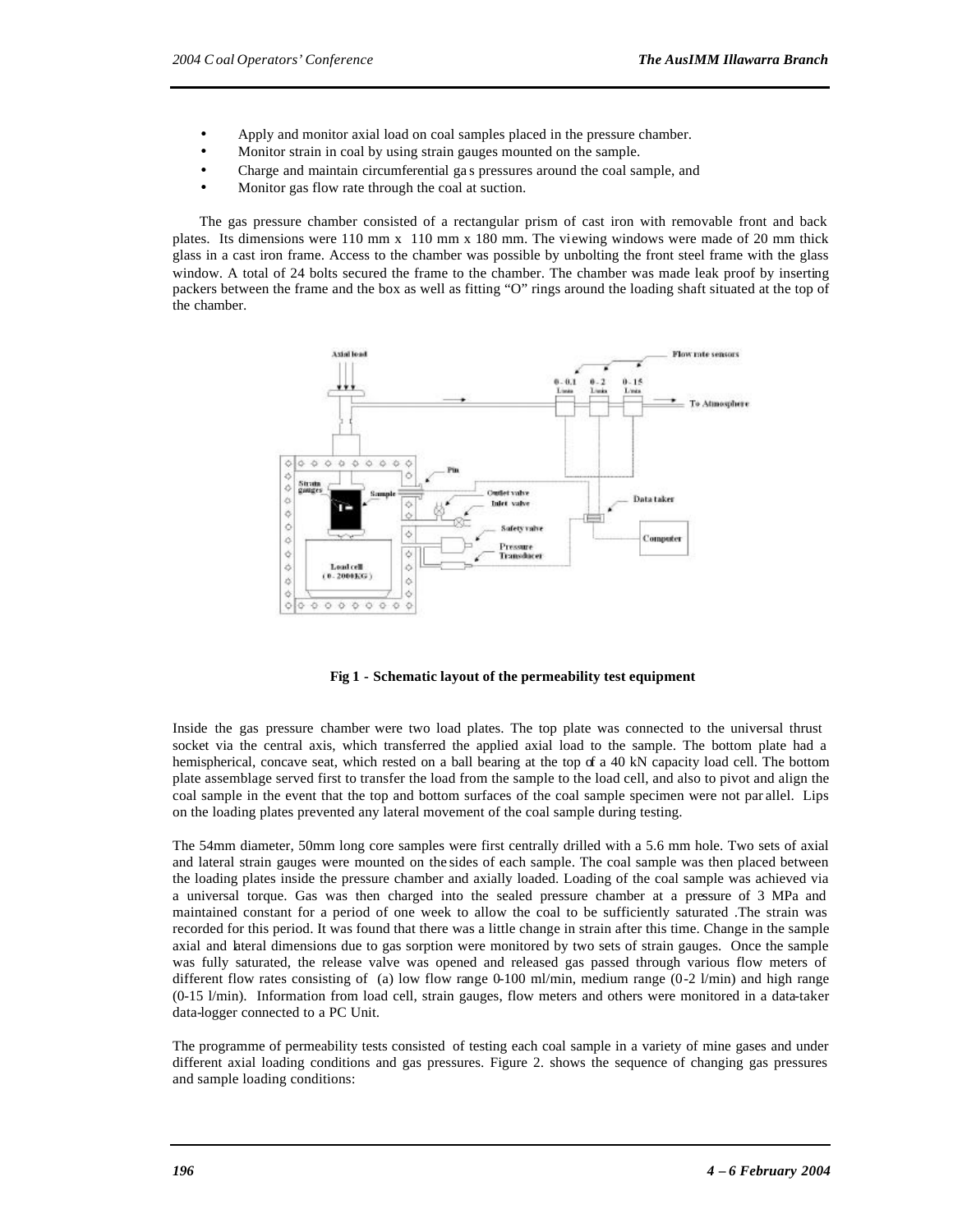- Apply and monitor axial load on coal samples placed in the pressure chamber.
- Monitor strain in coal by using strain gauges mounted on the sample.
- Charge and maintain circumferential ga s pressures around the coal sample, and
- Monitor gas flow rate through the coal at suction.

The gas pressure chamber consisted of a rectangular prism of cast iron with removable front and back plates. Its dimensions were 110 mm x 110 mm x 180 mm. The viewing windows were made of 20 mm thick glass in a cast iron frame. Access to the chamber was possible by unbolting the front steel frame with the glass window. A total of 24 bolts secured the frame to the chamber. The chamber was made leak proof by inserting packers between the frame and the box as well as fitting "O" rings around the loading shaft situated at the top of the chamber.

**Fig 1 - Schematic layout of the permeability test equipment**

Inside the gas pressure chamber were two load plates. The top plate was connected to the universal thrust socket via the central axis, which transferred the applied axial load to the sample. The bottom plate had a hemispherical, concave seat, which rested on a ball bearing at the top of a 40 kN capacity load cell. The bottom plate assemblage served first to transfer the load from the sample to the load cell, and also to pivot and align the coal sample in the event that the top and bottom surfaces of the coal sample specimen were not par allel. Lips on the loading plates prevented any lateral movement of the coal sample during testing.

The 54mm diameter, 50mm long core samples were first centrally drilled with a 5.6 mm hole. Two sets of axial and lateral strain gauges were mounted on the sides of each sample. The coal sample was then placed between the loading plates inside the pressure chamber and axially loaded. Loading of the coal sample was achieved via a universal torque. Gas was then charged into the sealed pressure chamber at a pressure of 3 MPa and maintained constant for a period of one week to allow the coal to be sufficiently saturated .The strain was recorded for this period. It was found that there was a little change in strain after this time. Change in the sample axial and lateral dimensions due to gas sorption were monitored by two sets of strain gauges. Once the sample was fully saturated, the release valve was opened and released gas passed through various flow meters of different flow rates consisting of (a) low flow range 0-100 ml/min, medium range (0-2 l/min) and high range (0-15 l/min). Information from load cell, strain gauges, flow meters and others were monitored in a data-taker data-logger connected to a PC Unit.

The programme of permeability tests consisted of testing each coal sample in a variety of mine gases and under different axial loading conditions and gas pressures. Figure 2. shows the sequence of changing gas pressures and sample loading conditions: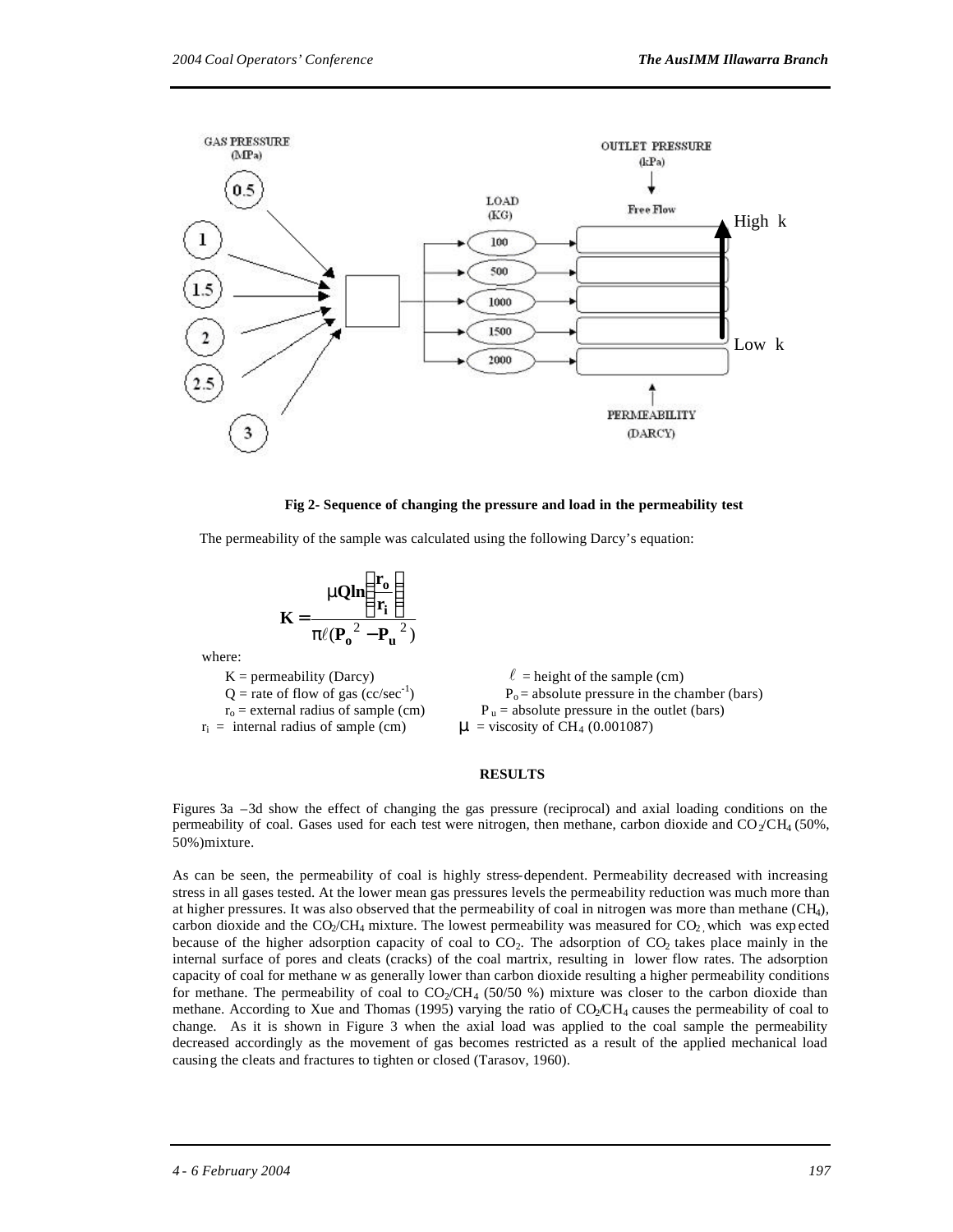Fig 2- Sequence of changing the pressure and load in the permeability test

The permeability of the sample was calculated using the following Darcy's equation:

$$\mathbf{K} = \frac{\mu \mathbf{Q} \ln\left(\frac{\mathbf{r_o}}{\mathbf{r_i}}\right)}{\pi \ell (\mathbf{P_o}^2 - \mathbf{P_u}^2)}$$

where:

- $K$ = permeability (Darcy)
- $Q$ = rate of flow of gas (cc/sec$^{-1}$)
- $r_o$ = external radius of sample (cm)
- $r_i$ = internal radius of sample (cm)
- $\ell$ = height of the sample (cm)
- $P_o$ = absolute pressure in the chamber (bars)
- $P_u$ = absolute pressure in the outlet (bars)
- $\mu$ = viscosity of $CH_4$ (0.001087)

## RESULTS

Figures 3a –3d show the effect of changing the gas pressure (reciprocal) and axial loading conditions on the permeability of coal. Gases used for each test were nitrogen, then methane, carbon dioxide and $CO_2/CH_4$ (50%, 50%)mixture.

As can be seen, the permeability of coal is highly stress-dependent. Permeability decreased with increasing stress in all gases tested. At the lower mean gas pressures levels the permeability reduction was much more than at higher pressures. It was also observed that the permeability of coal in nitrogen was more than methane ($CH_4$), carbon dioxide and the $CO_2/CH_4$ mixture. The lowest permeability was measured for $CO_2$, which was expected because of the higher adsorption capacity of coal to $CO_2$. The adsorption of $CO_2$ takes place mainly in the internal surface of pores and cleats (cracks) of the coal martrix, resulting in lower flow rates. The adsorption capacity of coal for methane w as generally lower than carbon dioxide resulting a higher permeability conditions for methane. The permeability of coal to $CO_2/CH_4$ (50/50 %) mixture was closer to the carbon dioxide than methane. According to Xue and Thomas (1995) varying the ratio of $CO_2/CH_4$ causes the permeability of coal to change. As it is shown in Figure 3 when the axial load was applied to the coal sample the permeability decreased accordingly as the movement of gas becomes restricted as a result of the applied mechanical load causing the cleats and fractures to tighten or closed (Tarasov, 1960).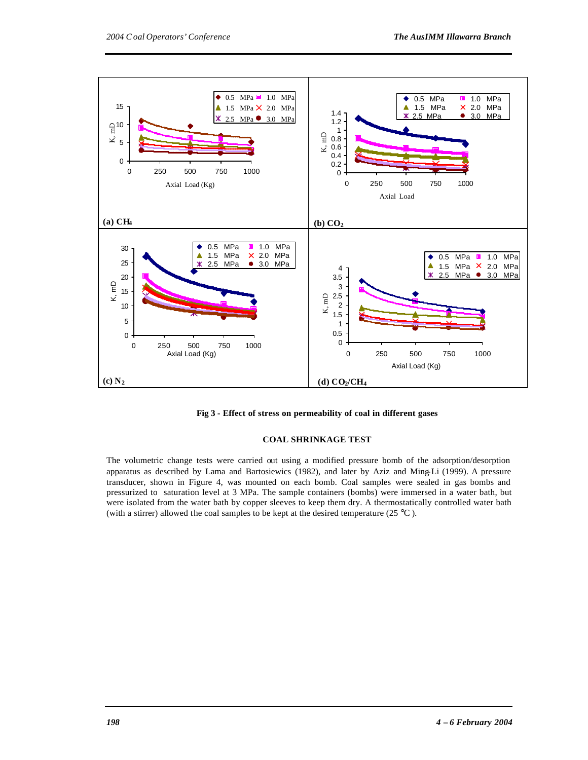**Fig 3 - Effect of stress on permeability of coal in different gases**

## COAL SHRINKAGE TEST

The volumetric change tests were carried out using a modified pressure bomb of the adsorption/desorption apparatus as described by Lama and Bartosiewics (1982), and later by Aziz and Ming-Li (1999). A pressure transducer, shown in Figure 4, was mounted on each bomb. Coal samples were sealed in gas bombs and pressurized to saturation level at 3 MPa. The sample containers (bombs) were immersed in a water bath, but were isolated from the water bath by copper sleeves to keep them dry. A thermostatically controlled water bath (with a stirrer) allowed the coal samples to be kept at the desired temperature (25 °C ).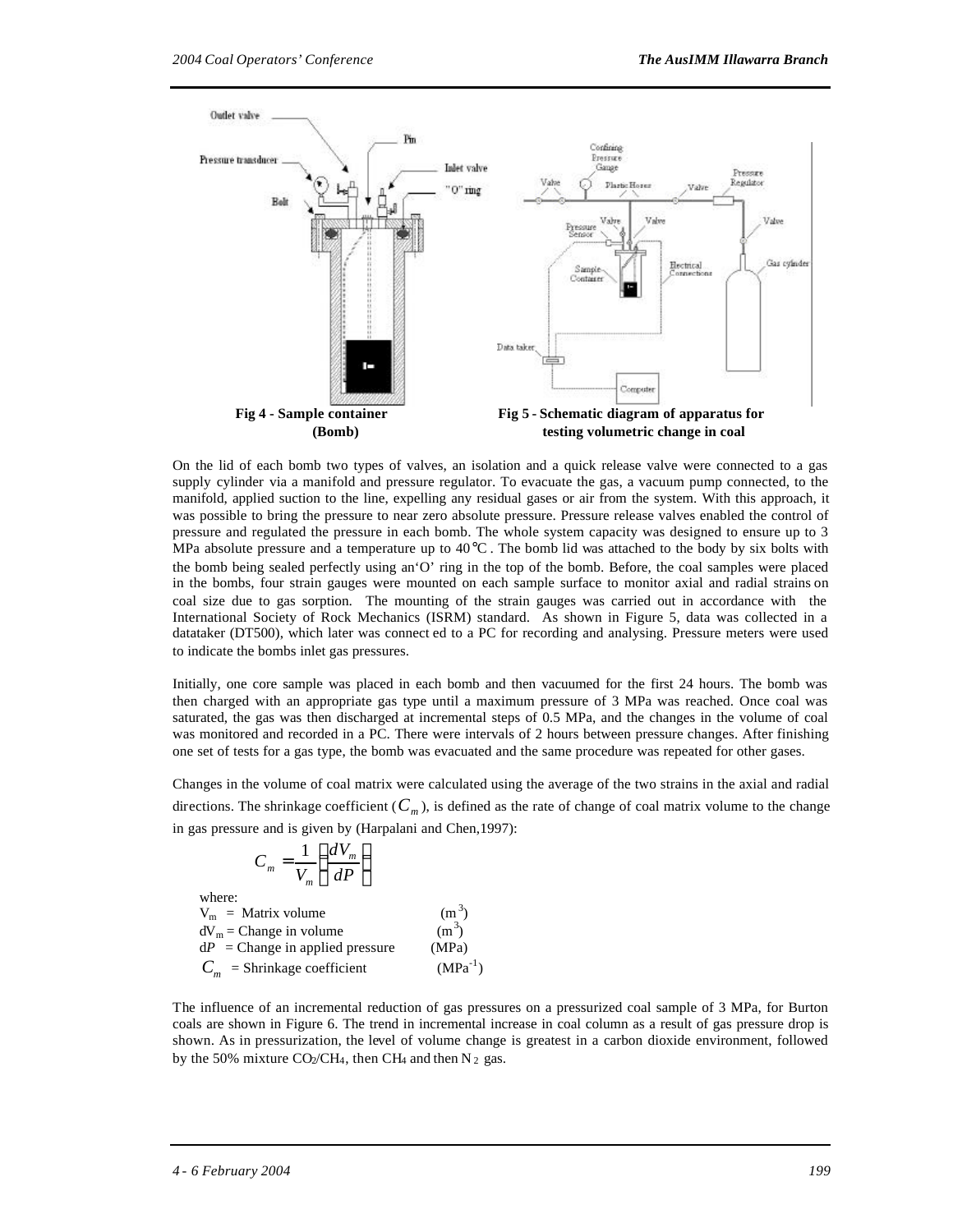Fig 4 - Sample container (Bomb)

Fig 5 - Schematic diagram of apparatus for testing volumetric change in coal

On the lid of each bomb two types of valves, an isolation and a quick release valve were connected to a gas supply cylinder via a manifold and pressure regulator. To evacuate the gas, a vacuum pump connected, to the manifold, applied suction to the line, expelling any residual gases or air from the system. With this approach, it was possible to bring the pressure to near zero absolute pressure. Pressure release valves enabled the control of pressure and regulated the pressure in each bomb. The whole system capacity was designed to ensure up to 3 MPa absolute pressure and a temperature up to 40°C. The bomb lid was attached to the body by six bolts with the bomb being sealed perfectly using an'O' ring in the top of the bomb. Before, the coal samples were placed in the bombs, four strain gauges were mounted on each sample surface to monitor axial and radial strains on coal size due to gas sorption. The mounting of the strain gauges was carried out in accordance with the International Society of Rock Mechanics (ISRM) standard. As shown in Figure 5, data was collected in a datataker (DT500), which later was connect ed to a PC for recording and analysing. Pressure meters were used to indicate the bombs inlet gas pressures.

Initially, one core sample was placed in each bomb and then vacuumed for the first 24 hours. The bomb was then charged with an appropriate gas type until a maximum pressure of 3 MPa was reached. Once coal was saturated, the gas was then discharged at incremental steps of 0.5 MPa, and the changes in the volume of coal was monitored and recorded in a PC. There were intervals of 2 hours between pressure changes. After finishing one set of tests for a gas type, the bomb was evacuated and the same procedure was repeated for other gases.

Changes in the volume of coal matrix were calculated using the average of the two strains in the axial and radial directions. The shrinkage coefficient ($C_m$), is defined as the rate of change of coal matrix volume to the change in gas pressure and is given by (Harpalani and Chen,1997):

$$C_m = \frac{1}{V_m}\left(\frac{dV_m}{dP}\right)$$

where:

| | | |
|---|---|---|
| $V_m$ | = Matrix volume | ($m^3$) |
| $dV_m$ | = Change in volume | ($m^3$) |
| $dP$ | = Change in applied pressure | (MPa) |
| $C_m$ | = Shrinkage coefficient | ($MPa^{-1}$) |

The influence of an incremental reduction of gas pressures on a pressurized coal sample of 3 MPa, for Burton coals are shown in Figure 6. The trend in incremental increase in coal column as a result of gas pressure drop is shown. As in pressurization, the level of volume change is greatest in a carbon dioxide environment, followed by the 50% mixture $CO_2/CH_4$, then $CH_4$ and then $N_2$ gas.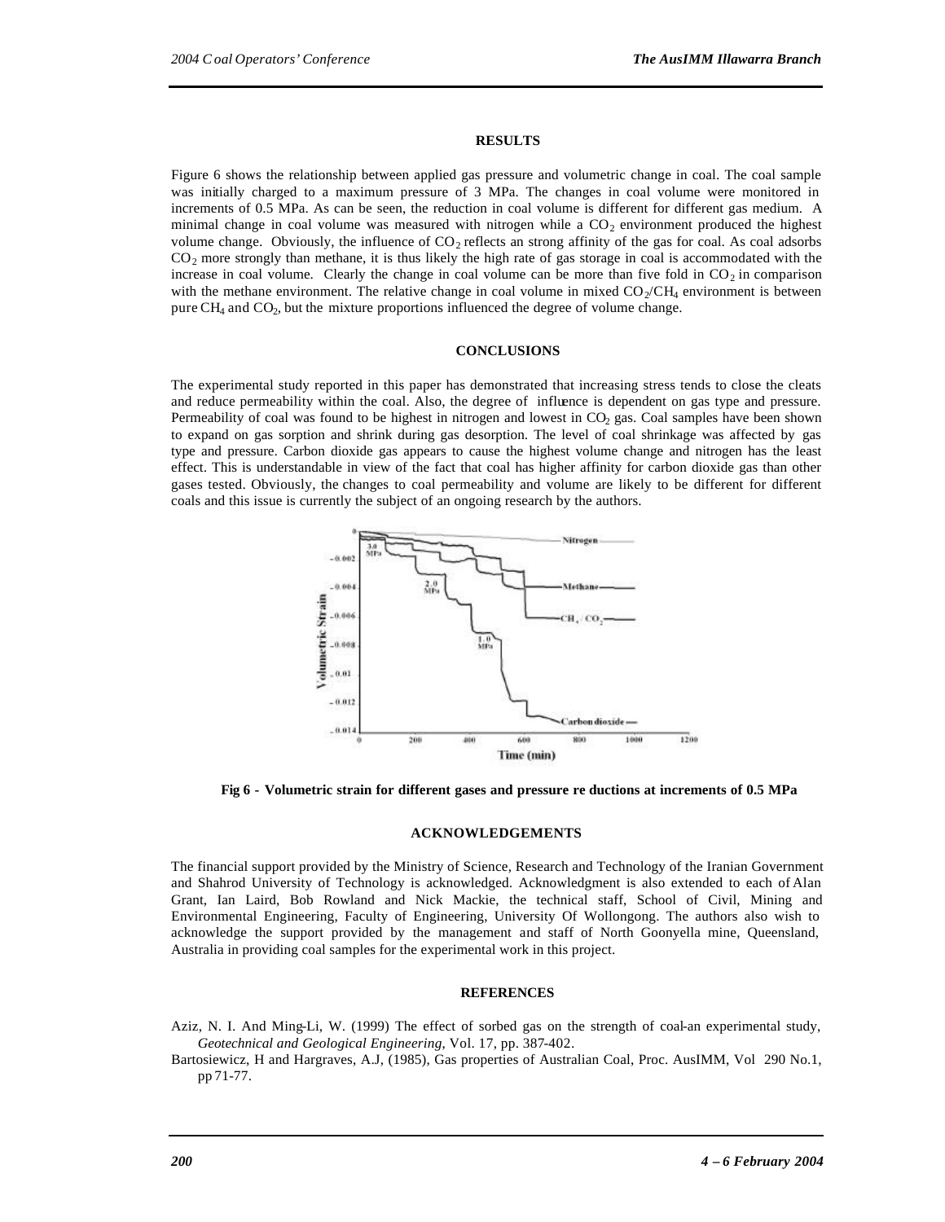## RESULTS

Figure 6 shows the relationship between applied gas pressure and volumetric change in coal. The coal sample was initially charged to a maximum pressure of 3 MPa. The changes in coal volume were monitored in increments of 0.5 MPa. As can be seen, the reduction in coal volume is different for different gas medium. A minimal change in coal volume was measured with nitrogen while a $CO_2$ environment produced the highest volume change. Obviously, the influence of $CO_2$ reflects an strong affinity of the gas for coal. As coal adsorbs $CO_2$ more strongly than methane, it is thus likely the high rate of gas storage in coal is accommodated with the increase in coal volume. Clearly the change in coal volume can be more than five fold in $CO_2$ in comparison with the methane environment. The relative change in coal volume in mixed $CO_2/CH_4$ environment is between pure $CH_4$ and $CO_2$, but the mixture proportions influenced the degree of volume change.

## CONCLUSIONS

The experimental study reported in this paper has demonstrated that increasing stress tends to close the cleats and reduce permeability within the coal. Also, the degree of influence is dependent on gas type and pressure. Permeability of coal was found to be highest in nitrogen and lowest in $CO_2$ gas. Coal samples have been shown to expand on gas sorption and shrink during gas desorption. The level of coal shrinkage was affected by gas type and pressure. Carbon dioxide gas appears to cause the highest volume change and nitrogen has the least effect. This is understandable in view of the fact that coal has higher affinity for carbon dioxide gas than other gases tested. Obviously, the changes to coal permeability and volume are likely to be different for different coals and this issue is currently the subject of an ongoing research by the authors.

**Fig 6 - Volumetric strain for different gases and pressure reductions at increments of 0.5 MPa**

## ACKNOWLEDGEMENTS

The financial support provided by the Ministry of Science, Research and Technology of the Iranian Government and Shahrod University of Technology is acknowledged. Acknowledgment is also extended to each of Alan Grant, Ian Laird, Bob Rowland and Nick Mackie, the technical staff, School of Civil, Mining and Environmental Engineering, Faculty of Engineering, University Of Wollongong. The authors also wish to acknowledge the support provided by the management and staff of North Goonyella mine, Queensland, Australia in providing coal samples for the experimental work in this project.

## REFERENCES

Aziz, N. I. And Ming-Li, W. (1999) The effect of sorbed gas on the strength of coal-an experimental study, *Geotechnical and Geological Engineering*, Vol. 17, pp. 387-402.

Bartosiewicz, H and Hargraves, A.J, (1985), Gas properties of Australian Coal, Proc. AusIMM, Vol 290 No.1, pp 71-77.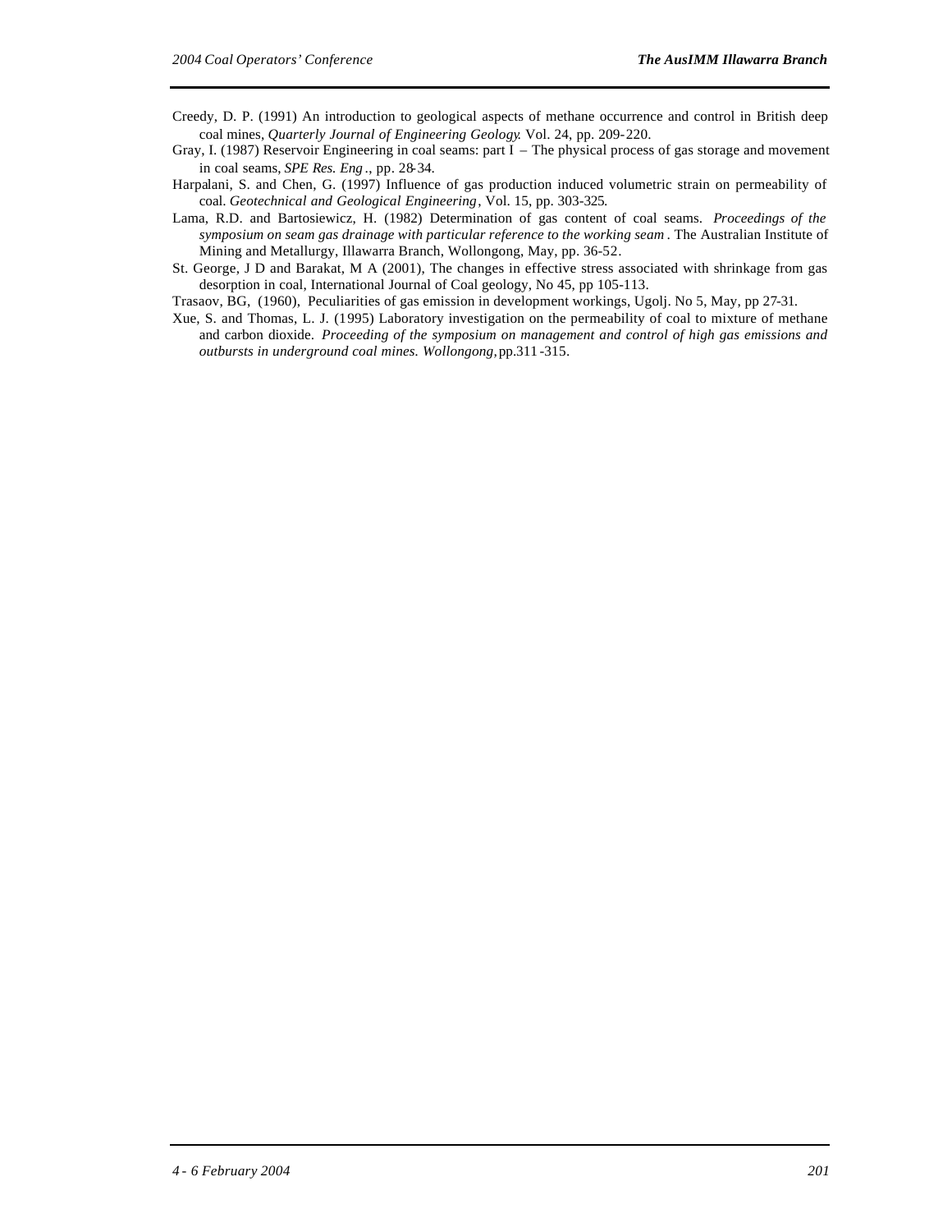Creedy, D. P. (1991) An introduction to geological aspects of methane occurrence and control in British deep coal mines, *Quarterly Journal of Engineering Geology*. Vol. 24, pp. 209-220.

Gray, I. (1987) Reservoir Engineering in coal seams: part I – The physical process of gas storage and movement in coal seams, *SPE Res. Eng*., pp. 28-34.

Harpalani, S. and Chen, G. (1997) Influence of gas production induced volumetric strain on permeability of coal. *Geotechnical and Geological Engineering*, Vol. 15, pp. 303-325.

Lama, R.D. and Bartosiewicz, H. (1982) Determination of gas content of coal seams. *Proceedings of the symposium on seam gas drainage with particular reference to the working seam*. The Australian Institute of Mining and Metallurgy, Illawarra Branch, Wollongong, May, pp. 36-52.

St. George, J D and Barakat, M A (2001), The changes in effective stress associated with shrinkage from gas desorption in coal, International Journal of Coal geology, No 45, pp 105-113.

Trasaov, BG, (1960), Peculiarities of gas emission in development workings, Ugolj. No 5, May, pp 27-31.

Xue, S. and Thomas, L. J. (1995) Laboratory investigation on the permeability of coal to mixture of methane and carbon dioxide. *Proceeding of the symposium on management and control of high gas emissions and outbursts in underground coal mines. Wollongong,* pp.311-315.